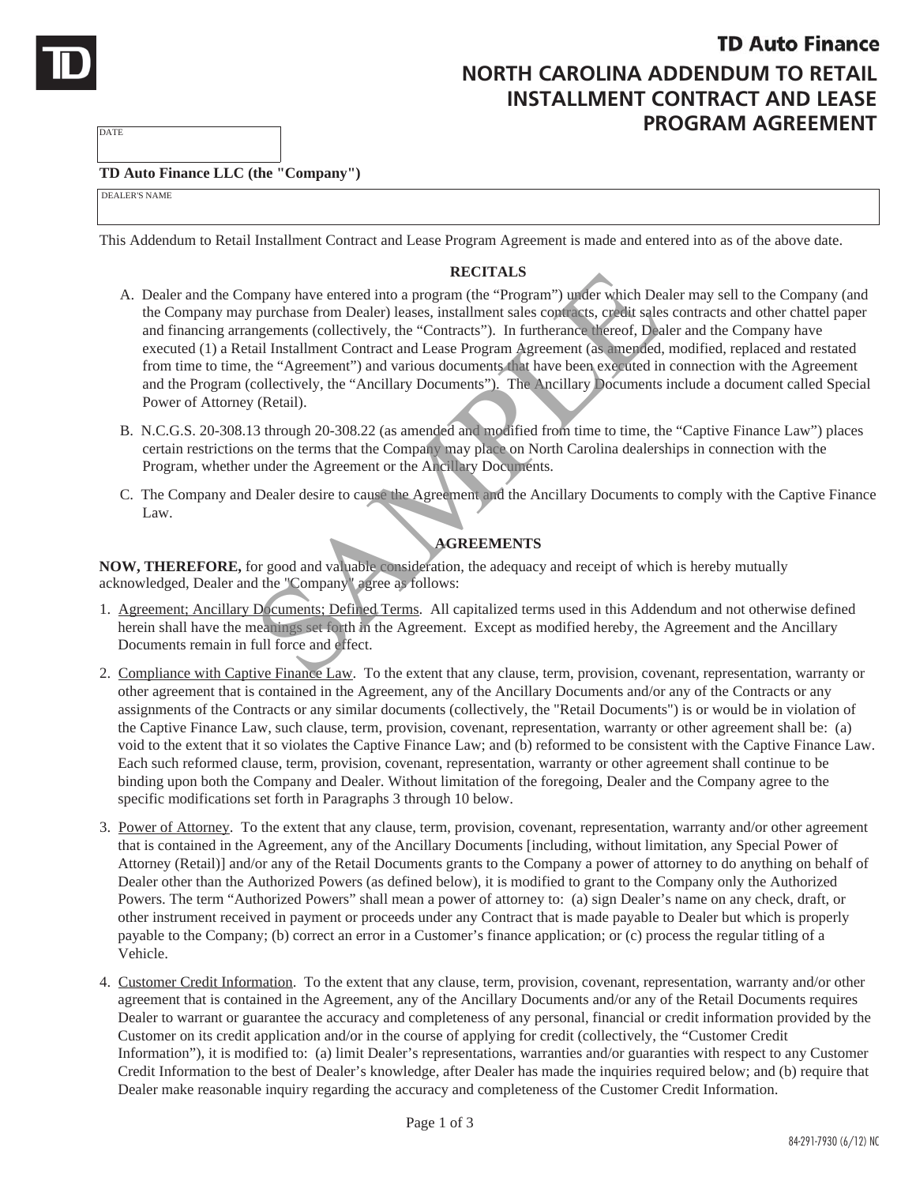# TD Auto Finance

## NORTH CAROLINA ADDENDUM TO RETAIL INSTALLMENT CONTRACT AND LEASE PROGRAM AGREEMENT

DATE

**TD Auto Finance LLC (the "Company")**

DEALER'S NAME

This Addendum to Retail Installment Contract and Lease Program Agreement is made and entered into as of the above date.

### RECITALS

A. Dealer and the Company have entered into a program (the "Program") under which Dealer may sell to the Company (and the Company may purchase from Dealer) leases, installment sales contracts, credit sales contracts and other chattel paper and financing arrangements (collectively, the "Contracts"). In furtherance thereof, Dealer and the Company have executed (1) a Retail Installment Contract and Lease Program Agreement (as amended, modified, replaced and restated from time to time, the "Agreement") and various documents that have been executed in connection with the Agreement and the Program (collectively, the "Ancillary Documents"). The Ancillary Documents include a document called Special Power of Attorney (Retail).

B. N.C.G.S. 20-308.13 through 20-308.22 (as amended and modified from time to time, the "Captive Finance Law") places certain restrictions on the terms that the Company may place on North Carolina dealerships in connection with the Program, whether under the Agreement or the Ancillary Documents.

C. The Company and Dealer desire to cause the Agreement and the Ancillary Documents to comply with the Captive Finance Law.

### AGREEMENTS

**NOW, THEREFORE,** for good and valuable consideration, the adequacy and receipt of which is hereby mutually acknowledged, Dealer and the "Company" agree as follows:

1. Agreement; Ancillary Documents; Defined Terms. All capitalized terms used in this Addendum and not otherwise defined herein shall have the meanings set forth in the Agreement. Except as modified hereby, the Agreement and the Ancillary Documents remain in full force and effect.

2. Compliance with Captive Finance Law. To the extent that any clause, term, provision, covenant, representation, warranty or other agreement that is contained in the Agreement, any of the Ancillary Documents and/or any of the Contracts or any assignments of the Contracts or any similar documents (collectively, the "Retail Documents") is or would be in violation of the Captive Finance Law, such clause, term, provision, covenant, representation, warranty or other agreement shall be: (a) void to the extent that it so violates the Captive Finance Law; and (b) reformed to be consistent with the Captive Finance Law. Each such reformed clause, term, provision, covenant, representation, warranty or other agreement shall continue to be binding upon both the Company and Dealer. Without limitation of the foregoing, Dealer and the Company agree to the specific modifications set forth in Paragraphs 3 through 10 below.

3. Power of Attorney. To the extent that any clause, term, provision, covenant, representation, warranty and/or other agreement that is contained in the Agreement, any of the Ancillary Documents [including, without limitation, any Special Power of Attorney (Retail)] and/or any of the Retail Documents grants to the Company a power of attorney to do anything on behalf of Dealer other than the Authorized Powers (as defined below), it is modified to grant to the Company only the Authorized Powers. The term "Authorized Powers" shall mean a power of attorney to: (a) sign Dealer's name on any check, draft, or other instrument received in payment or proceeds under any Contract that is made payable to Dealer but which is properly payable to the Company; (b) correct an error in a Customer's finance application; or (c) process the regular titling of a Vehicle.

4. Customer Credit Information. To the extent that any clause, term, provision, covenant, representation, warranty and/or other agreement that is contained in the Agreement, any of the Ancillary Documents and/or any of the Retail Documents requires Dealer to warrant or guarantee the accuracy and completeness of any personal, financial or credit information provided by the Customer on its credit application and/or in the course of applying for credit (collectively, the "Customer Credit Information"), it is modified to: (a) limit Dealer's representations, warranties and/or guaranties with respect to any Customer Credit Information to the best of Dealer's knowledge, after Dealer has made the inquiries required below; and (b) require that Dealer make reasonable inquiry regarding the accuracy and completeness of the Customer Credit Information.

84-291-7930 (6/12) NC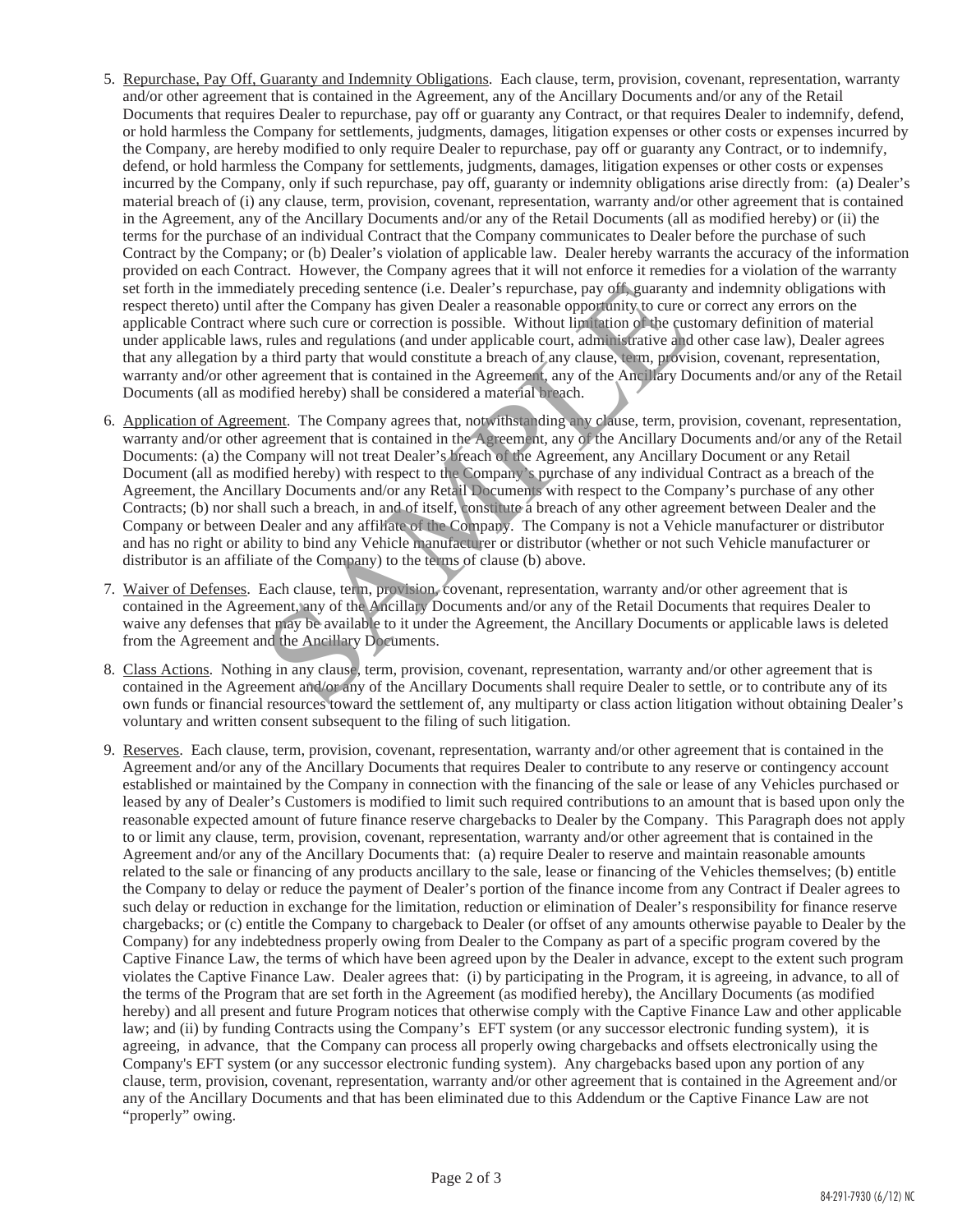5. Repurchase, Pay Off, Guaranty and Indemnity Obligations. Each clause, term, provision, covenant, representation, warranty and/or other agreement that is contained in the Agreement, any of the Ancillary Documents and/or any of the Retail Documents that requires Dealer to repurchase, pay off or guaranty any Contract, or that requires Dealer to indemnify, defend, or hold harmless the Company for settlements, judgments, damages, litigation expenses or other costs or expenses incurred by the Company, are hereby modified to only require Dealer to repurchase, pay off or guaranty any Contract, or to indemnify, defend, or hold harmless the Company for settlements, judgments, damages, litigation expenses or other costs or expenses incurred by the Company, only if such repurchase, pay off, guaranty or indemnity obligations arise directly from: (a) Dealer's material breach of (i) any clause, term, provision, covenant, representation, warranty and/or other agreement that is contained in the Agreement, any of the Ancillary Documents and/or any of the Retail Documents (all as modified hereby) or (ii) the terms for the purchase of an individual Contract that the Company communicates to Dealer before the purchase of such Contract by the Company; or (b) Dealer's violation of applicable law. Dealer hereby warrants the accuracy of the information provided on each Contract. However, the Company agrees that it will not enforce it remedies for a violation of the warranty set forth in the immediately preceding sentence (i.e. Dealer's repurchase, pay off, guaranty and indemnity obligations with respect thereto) until after the Company has given Dealer a reasonable opportunity to cure or correct any errors on the applicable Contract where such cure or correction is possible. Without limitation of the customary definition of material under applicable laws, rules and regulations (and under applicable court, administrative and other case law), Dealer agrees that any allegation by a third party that would constitute a breach of any clause, term, provision, covenant, representation, warranty and/or other agreement that is contained in the Agreement, any of the Ancillary Documents and/or any of the Retail Documents (all as modified hereby) shall be considered a material breach.

6. Application of Agreement. The Company agrees that, notwithstanding any clause, term, provision, covenant, representation, warranty and/or other agreement that is contained in the Agreement, any of the Ancillary Documents and/or any of the Retail Documents: (a) the Company will not treat Dealer's breach of the Agreement, any Ancillary Document or any Retail Document (all as modified hereby) with respect to the Company's purchase of any individual Contract as a breach of the Agreement, the Ancillary Documents and/or any Retail Documents with respect to the Company's purchase of any other Contracts; (b) nor shall such a breach, in and of itself, constitute a breach of any other agreement between Dealer and the Company or between Dealer and any affiliate of the Company. The Company is not a Vehicle manufacturer or distributor and has no right or ability to bind any Vehicle manufacturer or distributor (whether or not such Vehicle manufacturer or distributor is an affiliate of the Company) to the terms of clause (b) above.

7. Waiver of Defenses. Each clause, term, provision, covenant, representation, warranty and/or other agreement that is contained in the Agreement, any of the Ancillary Documents and/or any of the Retail Documents that requires Dealer to waive any defenses that may be available to it under the Agreement, the Ancillary Documents or applicable laws is deleted from the Agreement and the Ancillary Documents.

8. Class Actions. Nothing in any clause, term, provision, covenant, representation, warranty and/or other agreement that is contained in the Agreement and/or any of the Ancillary Documents shall require Dealer to settle, or to contribute any of its own funds or financial resources toward the settlement of, any multiparty or class action litigation without obtaining Dealer's voluntary and written consent subsequent to the filing of such litigation.

9. Reserves. Each clause, term, provision, covenant, representation, warranty and/or other agreement that is contained in the Agreement and/or any of the Ancillary Documents that requires Dealer to contribute to any reserve or contingency account established or maintained by the Company in connection with the financing of the sale or lease of any Vehicles purchased or leased by any of Dealer's Customers is modified to limit such required contributions to an amount that is based upon only the reasonable expected amount of future finance reserve chargebacks to Dealer by the Company. This Paragraph does not apply to or limit any clause, term, provision, covenant, representation, warranty and/or other agreement that is contained in the Agreement and/or any of the Ancillary Documents that: (a) require Dealer to reserve and maintain reasonable amounts related to the sale or financing of any products ancillary to the sale, lease or financing of the Vehicles themselves; (b) entitle the Company to delay or reduce the payment of Dealer's portion of the finance income from any Contract if Dealer agrees to such delay or reduction in exchange for the limitation, reduction or elimination of Dealer's responsibility for finance reserve chargebacks; or (c) entitle the Company to chargeback to Dealer (or offset of any amounts otherwise payable to Dealer by the Company) for any indebtedness properly owing from Dealer to the Company as part of a specific program covered by the Captive Finance Law, the terms of which have been agreed upon by the Dealer in advance, except to the extent such program violates the Captive Finance Law. Dealer agrees that: (i) by participating in the Program, it is agreeing, in advance, to all of the terms of the Program that are set forth in the Agreement (as modified hereby), the Ancillary Documents (as modified hereby) and all present and future Program notices that otherwise comply with the Captive Finance Law and other applicable law; and (ii) by funding Contracts using the Company's EFT system (or any successor electronic funding system), it is agreeing, in advance, that the Company can process all properly owing chargebacks and offsets electronically using the Company's EFT system (or any successor electronic funding system). Any chargebacks based upon any portion of any clause, term, provision, covenant, representation, warranty and/or other agreement that is contained in the Agreement and/or any of the Ancillary Documents and that has been eliminated due to this Addendum or the Captive Finance Law are not "properly" owing.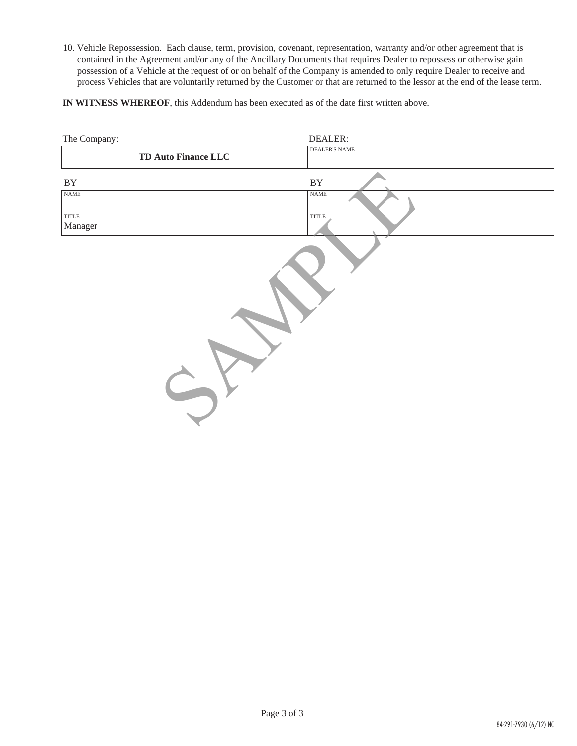10. Vehicle Repossession. Each clause, term, provision, covenant, representation, warranty and/or other agreement that is contained in the Agreement and/or any of the Ancillary Documents that requires Dealer to repossess or otherwise gain possession of a Vehicle at the request of or on behalf of the Company is amended to only require Dealer to receive and process Vehicles that are voluntarily returned by the Customer or that are returned to the lessor at the end of the lease term.

**IN WITNESS WHEREOF**, this Addendum has been executed as of the date first written above.

| The Company: | DEALER: |
| --- | --- |
| **TD Auto Finance LLC** | DEALER'S NAME |
| BY | BY |
| NAME | NAME |
| TITLE<br>Manager | TITLE |

SAMPLE

84-291-7930 (6/12) NC